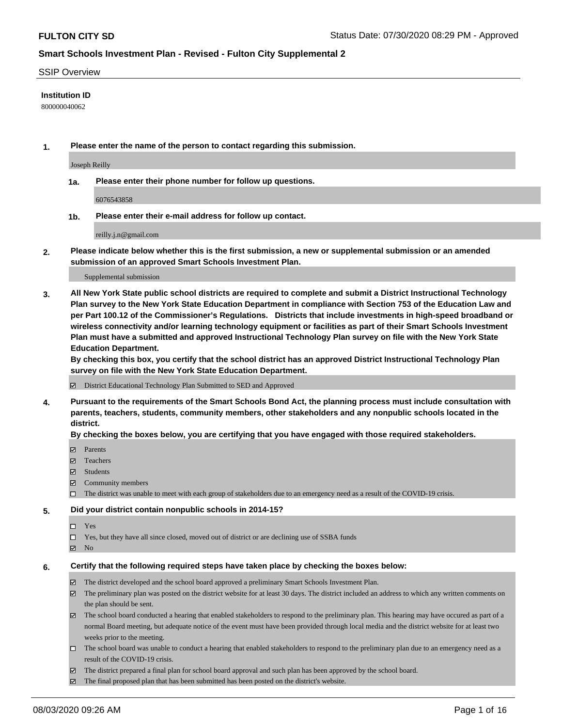**FULTON CITY SD** Status Date: 07/30/2020 08:29 PM - Approved

## Smart Schools Investment Plan - Revised - Fulton City Supplemental 2

SSIP Overview

**Institution ID**

800000040062

**1. Please enter the name of the person to contact regarding this submission.**

Joseph Reilly

**1a. Please enter their phone number for follow up questions.**

6076543858

**1b. Please enter their e-mail address for follow up contact.**

reilly.j.n@gmail.com

**2. Please indicate below whether this is the first submission, a new or supplemental submission or an amended submission of an approved Smart Schools Investment Plan.**

Supplemental submission

**3. All New York State public school districts are required to complete and submit a District Instructional Technology Plan survey to the New York State Education Department in compliance with Section 753 of the Education Law and per Part 100.12 of the Commissioner's Regulations. Districts that include investments in high-speed broadband or wireless connectivity and/or learning technology equipment or facilities as part of their Smart Schools Investment Plan must have a submitted and approved Instructional Technology Plan survey on file with the New York State Education Department.**
**By checking this box, you certify that the school district has an approved District Instructional Technology Plan survey on file with the New York State Education Department.**

☑ District Educational Technology Plan Submitted to SED and Approved

**4. Pursuant to the requirements of the Smart Schools Bond Act, the planning process must include consultation with parents, teachers, students, community members, other stakeholders and any nonpublic schools located in the district.**
**By checking the boxes below, you are certifying that you have engaged with those required stakeholders.**

☑ Parents
☑ Teachers
☑ Students
☑ Community members
☐ The district was unable to meet with each group of stakeholders due to an emergency need as a result of the COVID-19 crisis.

**5. Did your district contain nonpublic schools in 2014-15?**

☐ Yes
☐ Yes, but they have all since closed, moved out of district or are declining use of SSBA funds
☑ No

**6. Certify that the following required steps have taken place by checking the boxes below:**

☑ The district developed and the school board approved a preliminary Smart Schools Investment Plan.
☑ The preliminary plan was posted on the district website for at least 30 days. The district included an address to which any written comments on the plan should be sent.
☑ The school board conducted a hearing that enabled stakeholders to respond to the preliminary plan. This hearing may have occured as part of a normal Board meeting, but adequate notice of the event must have been provided through local media and the district website for at least two weeks prior to the meeting.
☐ The school board was unable to conduct a hearing that enabled stakeholders to respond to the preliminary plan due to an emergency need as a result of the COVID-19 crisis.
☑ The district prepared a final plan for school board approval and such plan has been approved by the school board.
☑ The final proposed plan that has been submitted has been posted on the district's website.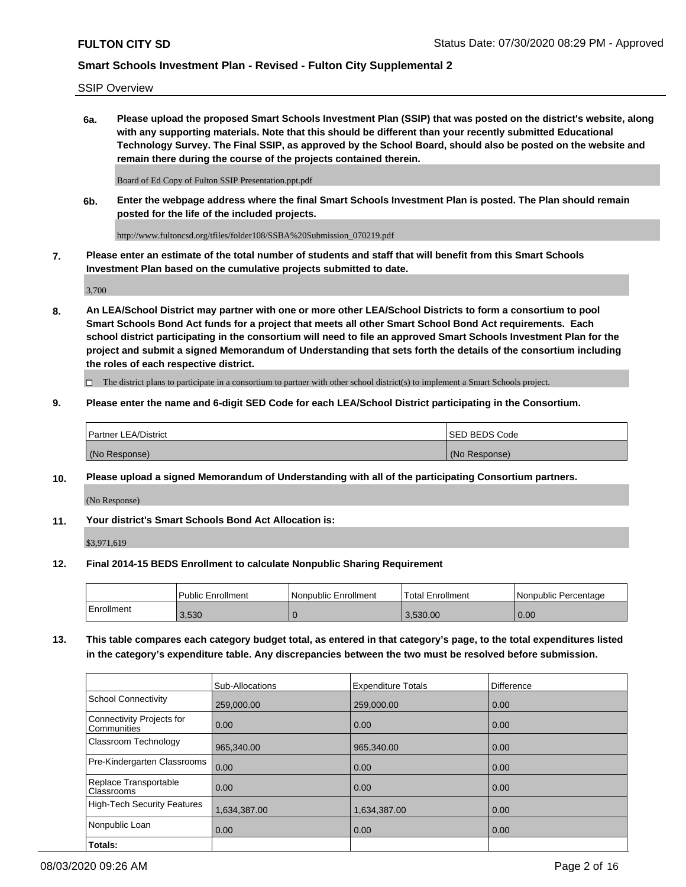SSIP Overview

**6a. Please upload the proposed Smart Schools Investment Plan (SSIP) that was posted on the district's website, along with any supporting materials. Note that this should be different than your recently submitted Educational Technology Survey. The Final SSIP, as approved by the School Board, should also be posted on the website and remain there during the course of the projects contained therein.**

Board of Ed Copy of Fulton SSIP Presentation.ppt.pdf

**6b. Enter the webpage address where the final Smart Schools Investment Plan is posted. The Plan should remain posted for the life of the included projects.**

http://www.fultoncsd.org/tfiles/folder108/SSBA%20Submission_070219.pdf

**7. Please enter an estimate of the total number of students and staff that will benefit from this Smart Schools Investment Plan based on the cumulative projects submitted to date.**

3,700

**8. An LEA/School District may partner with one or more other LEA/School Districts to form a consortium to pool Smart Schools Bond Act funds for a project that meets all other Smart School Bond Act requirements. Each school district participating in the consortium will need to file an approved Smart Schools Investment Plan for the project and submit a signed Memorandum of Understanding that sets forth the details of the consortium including the roles of each respective district.**

☐ The district plans to participate in a consortium to partner with other school district(s) to implement a Smart Schools project.

**9. Please enter the name and 6-digit SED Code for each LEA/School District participating in the Consortium.**

| Partner LEA/District | SED BEDS Code |
| --- | --- |
| (No Response) | (No Response) |

**10. Please upload a signed Memorandum of Understanding with all of the participating Consortium partners.**

(No Response)

**11. Your district's Smart Schools Bond Act Allocation is:**

$3,971,619

**12. Final 2014-15 BEDS Enrollment to calculate Nonpublic Sharing Requirement**

| | Public Enrollment | Nonpublic Enrollment | Total Enrollment | Nonpublic Percentage |
| --- | --- | --- | --- | --- |
| Enrollment | 3,530 | 0 | 3,530.00 | 0.00 |

**13. This table compares each category budget total, as entered in that category's page, to the total expenditures listed in the category's expenditure table. Any discrepancies between the two must be resolved before submission.**

| | Sub-Allocations | Expenditure Totals | Difference |
| --- | --- | --- | --- |
| School Connectivity | 259,000.00 | 259,000.00 | 0.00 |
| Connectivity Projects for Communities | 0.00 | 0.00 | 0.00 |
| Classroom Technology | 965,340.00 | 965,340.00 | 0.00 |
| Pre-Kindergarten Classrooms | 0.00 | 0.00 | 0.00 |
| Replace Transportable Classrooms | 0.00 | 0.00 | 0.00 |
| High-Tech Security Features | 1,634,387.00 | 1,634,387.00 | 0.00 |
| Nonpublic Loan | 0.00 | 0.00 | 0.00 |
| **Totals:** | | | |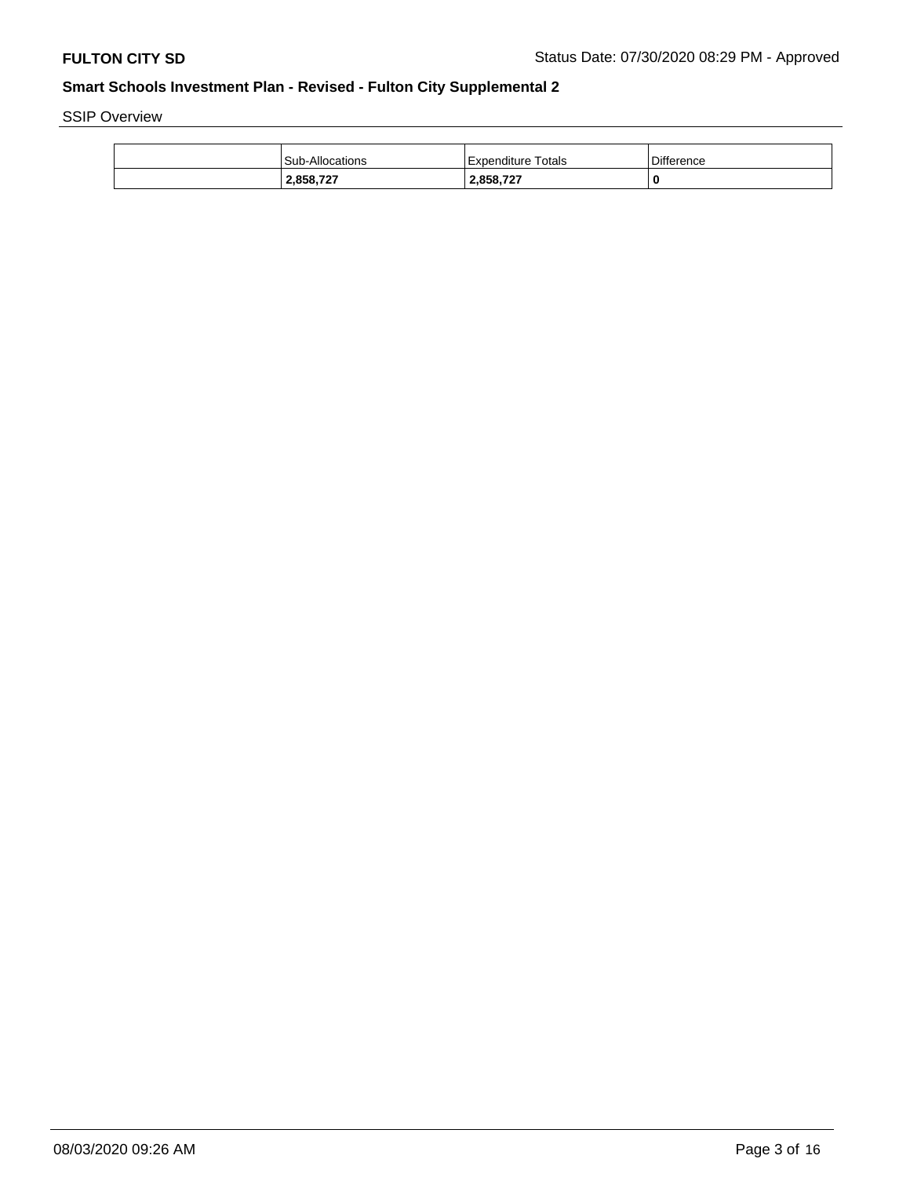## Smart Schools Investment Plan - Revised - Fulton City Supplemental 2

SSIP Overview

| | Sub-Allocations | Expenditure Totals | Difference |
|---|---|---|---|
| | **2,858,727** | **2,858,727** | **0** |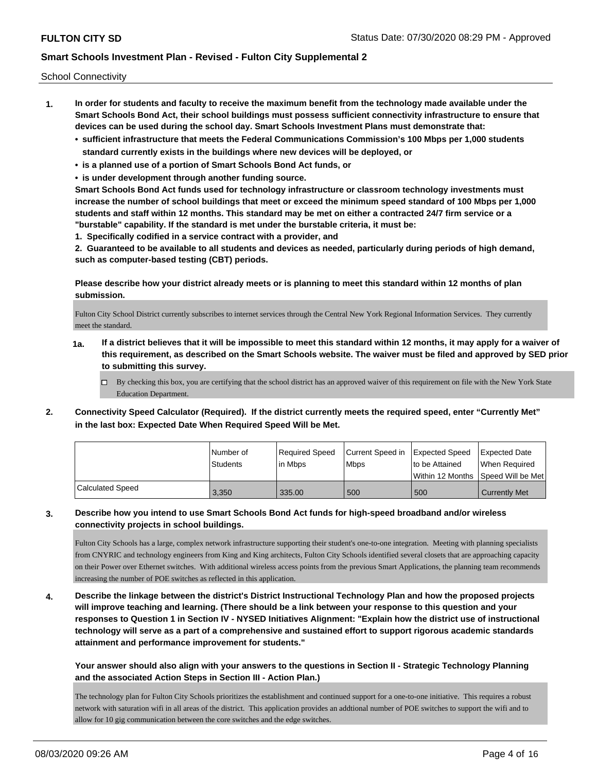# Smart Schools Investment Plan - Revised - Fulton City Supplemental 2

School Connectivity

1. **In order for students and faculty to receive the maximum benefit from the technology made available under the Smart Schools Bond Act, their school buildings must possess sufficient connectivity infrastructure to ensure that devices can be used during the school day. Smart Schools Investment Plans must demonstrate that:**
   - **sufficient infrastructure that meets the Federal Communications Commission's 100 Mbps per 1,000 students standard currently exists in the buildings where new devices will be deployed, or**
   - **is a planned use of a portion of Smart Schools Bond Act funds, or**
   - **is under development through another funding source.**

   **Smart Schools Bond Act funds used for technology infrastructure or classroom technology investments must increase the number of school buildings that meet or exceed the minimum speed standard of 100 Mbps per 1,000 students and staff within 12 months. This standard may be met on either a contracted 24/7 firm service or a "burstable" capability. If the standard is met under the burstable criteria, it must be:**

   **1. Specifically codified in a service contract with a provider, and**

   **2. Guaranteed to be available to all students and devices as needed, particularly during periods of high demand, such as computer-based testing (CBT) periods.**

   **Please describe how your district already meets or is planning to meet this standard within 12 months of plan submission.**

   Fulton City School District currently subscribes to internet services through the Central New York Regional Information Services. They currently meet the standard.

   **1a. If a district believes that it will be impossible to meet this standard within 12 months, it may apply for a waiver of this requirement, as described on the Smart Schools website. The waiver must be filed and approved by SED prior to submitting this survey.**

   ☐ By checking this box, you are certifying that the school district has an approved waiver of this requirement on file with the New York State Education Department.

2. **Connectivity Speed Calculator (Required). If the district currently meets the required speed, enter "Currently Met" in the last box: Expected Date When Required Speed Will be Met.**

| | Number of Students | Required Speed in Mbps | Current Speed in Mbps | Expected Speed to be Attained Within 12 Months | Expected Date When Required Speed Will be Met |
|---|---|---|---|---|---|
| Calculated Speed | 3,350 | 335.00 | 500 | 500 | Currently Met |

3. **Describe how you intend to use Smart Schools Bond Act funds for high-speed broadband and/or wireless connectivity projects in school buildings.**

   Fulton City Schools has a large, complex network infrastructure supporting their student's one-to-one integration. Meeting with planning specialists from CNYRIC and technology engineers from King and King architects, Fulton City Schools identified several closets that are approaching capacity on their Power over Ethernet switches. With additional wireless access points from the previous Smart Applications, the planning team recommends increasing the number of POE switches as reflected in this application.

4. **Describe the linkage between the district's District Instructional Technology Plan and how the proposed projects will improve teaching and learning. (There should be a link between your response to this question and your responses to Question 1 in Section IV - NYSED Initiatives Alignment: "Explain how the district use of instructional technology will serve as a part of a comprehensive and sustained effort to support rigorous academic standards attainment and performance improvement for students."**

   **Your answer should also align with your answers to the questions in Section II - Strategic Technology Planning and the associated Action Steps in Section III - Action Plan.)**

   The technology plan for Fulton City Schools prioritizes the establishment and continued support for a one-to-one initiative. This requires a robust network with saturation wifi in all areas of the district. This application provides an addtional number of POE switches to support the wifi and to allow for 10 gig communication between the core switches and the edge switches.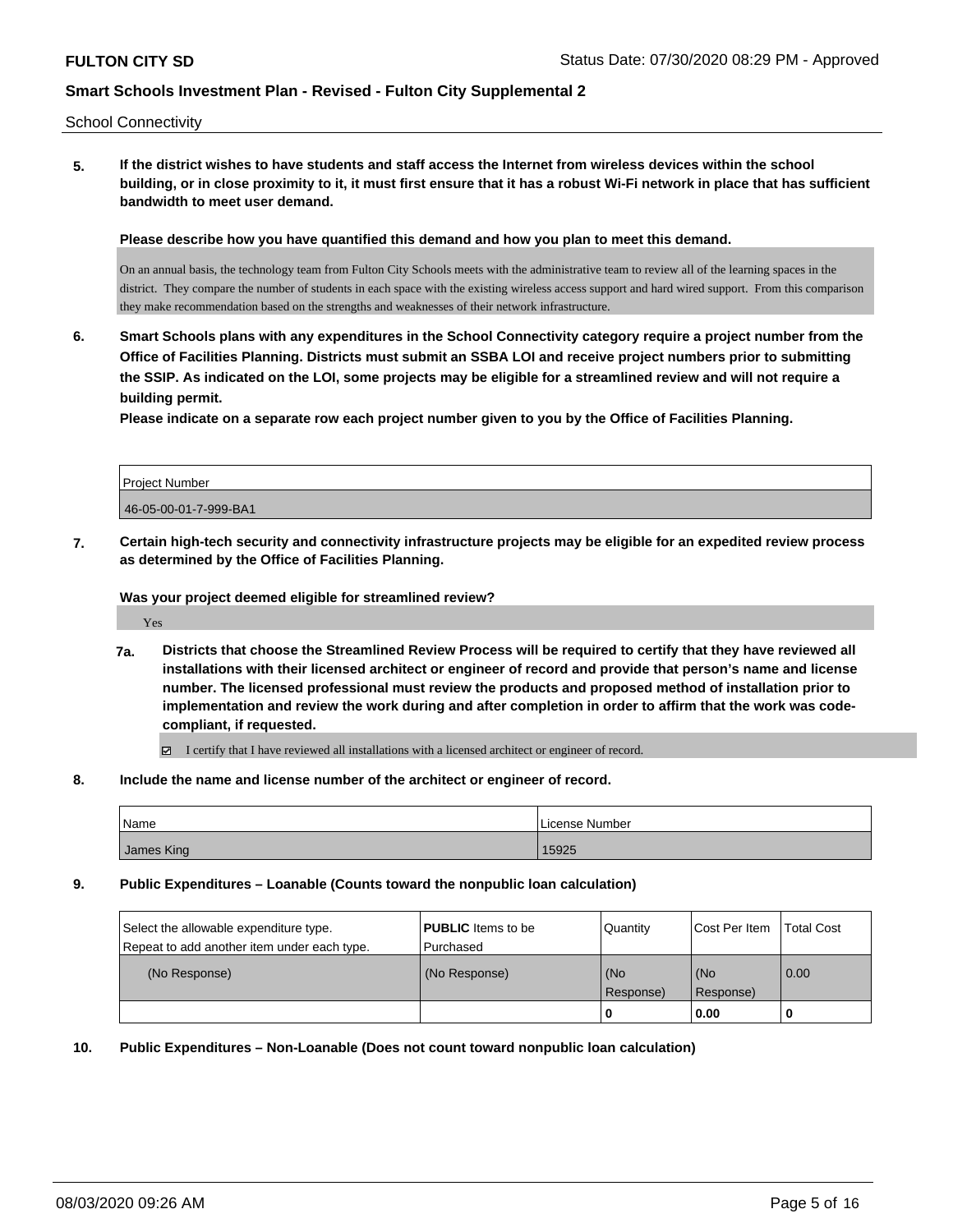School Connectivity

**5. If the district wishes to have students and staff access the Internet from wireless devices within the school building, or in close proximity to it, it must first ensure that it has a robust Wi-Fi network in place that has sufficient bandwidth to meet user demand.**

**Please describe how you have quantified this demand and how you plan to meet this demand.**

On an annual basis, the technology team from Fulton City Schools meets with the administrative team to review all of the learning spaces in the district. They compare the number of students in each space with the existing wireless access support and hard wired support. From this comparison they make recommendation based on the strengths and weaknesses of their network infrastructure.

**6. Smart Schools plans with any expenditures in the School Connectivity category require a project number from the Office of Facilities Planning. Districts must submit an SSBA LOI and receive project numbers prior to submitting the SSIP. As indicated on the LOI, some projects may be eligible for a streamlined review and will not require a building permit.**

**Please indicate on a separate row each project number given to you by the Office of Facilities Planning.**

| Project Number |
| --- |
| 46-05-00-01-7-999-BA1 |

**7. Certain high-tech security and connectivity infrastructure projects may be eligible for an expedited review process as determined by the Office of Facilities Planning.**

**Was your project deemed eligible for streamlined review?**

Yes

**7a. Districts that choose the Streamlined Review Process will be required to certify that they have reviewed all installations with their licensed architect or engineer of record and provide that person's name and license number. The licensed professional must review the products and proposed method of installation prior to implementation and review the work during and after completion in order to affirm that the work was code-compliant, if requested.**

☑ I certify that I have reviewed all installations with a licensed architect or engineer of record.

**8. Include the name and license number of the architect or engineer of record.**

| Name | License Number |
| --- | --- |
| James King | 15925 |

**9. Public Expenditures – Loanable (Counts toward the nonpublic loan calculation)**

| Select the allowable expenditure type. Repeat to add another item under each type. | **PUBLIC** Items to be Purchased | Quantity | Cost Per Item | Total Cost |
| --- | --- | --- | --- | --- |
| (No Response) | (No Response) | (No Response) | (No Response) | 0.00 |
| | | **0** | **0.00** | **0** |

**10. Public Expenditures – Non-Loanable (Does not count toward nonpublic loan calculation)**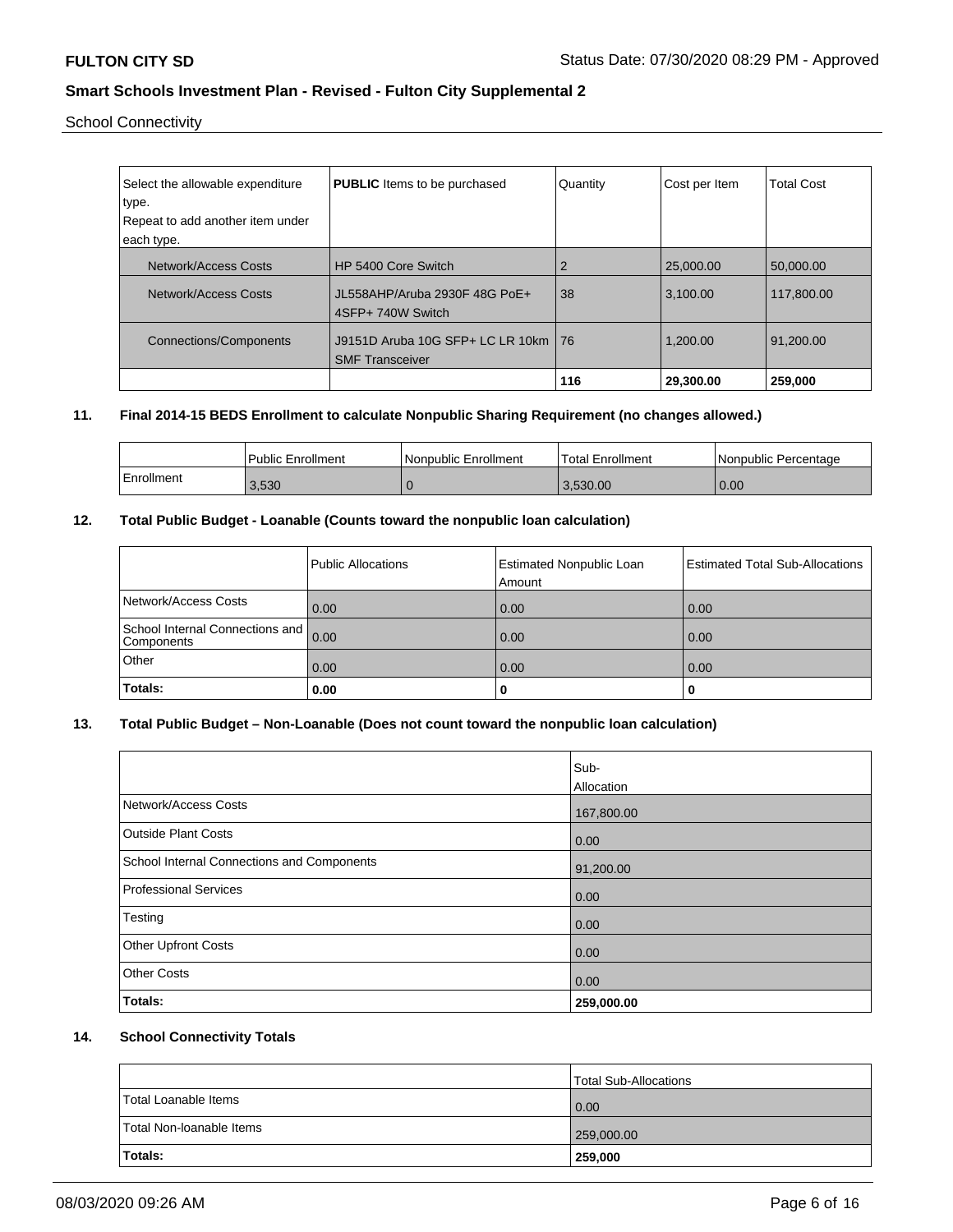School Connectivity

| Select the allowable expenditure type. Repeat to add another item under each type. | **PUBLIC** Items to be purchased | Quantity | Cost per Item | Total Cost |
|---|---|---|---|---|
| Network/Access Costs | HP 5400 Core Switch | 2 | 25,000.00 | 50,000.00 |
| Network/Access Costs | JL558AHP/Aruba 2930F 48G PoE+ 4SFP+ 740W Switch | 38 | 3,100.00 | 117,800.00 |
| Connections/Components | J9151D Aruba 10G SFP+ LC LR 10km SMF Transceiver | 76 | 1,200.00 | 91,200.00 |
| | | **116** | **29,300.00** | **259,000** |

## 11. Final 2014-15 BEDS Enrollment to calculate Nonpublic Sharing Requirement (no changes allowed.)

| | Public Enrollment | Nonpublic Enrollment | Total Enrollment | Nonpublic Percentage |
|---|---|---|---|---|
| Enrollment | 3,530 | 0 | 3,530.00 | 0.00 |

## 12. Total Public Budget - Loanable (Counts toward the nonpublic loan calculation)

| | Public Allocations | Estimated Nonpublic Loan Amount | Estimated Total Sub-Allocations |
|---|---|---|---|
| Network/Access Costs | 0.00 | 0.00 | 0.00 |
| School Internal Connections and Components | 0.00 | 0.00 | 0.00 |
| Other | 0.00 | 0.00 | 0.00 |
| **Totals:** | **0.00** | **0** | **0** |

## 13. Total Public Budget – Non-Loanable (Does not count toward the nonpublic loan calculation)

| | Sub-Allocation |
|---|---|
| Network/Access Costs | 167,800.00 |
| Outside Plant Costs | 0.00 |
| School Internal Connections and Components | 91,200.00 |
| Professional Services | 0.00 |
| Testing | 0.00 |
| Other Upfront Costs | 0.00 |
| Other Costs | 0.00 |
| **Totals:** | **259,000.00** |

## 14. School Connectivity Totals

| | Total Sub-Allocations |
|---|---|
| Total Loanable Items | 0.00 |
| Total Non-loanable Items | 259,000.00 |
| **Totals:** | **259,000** |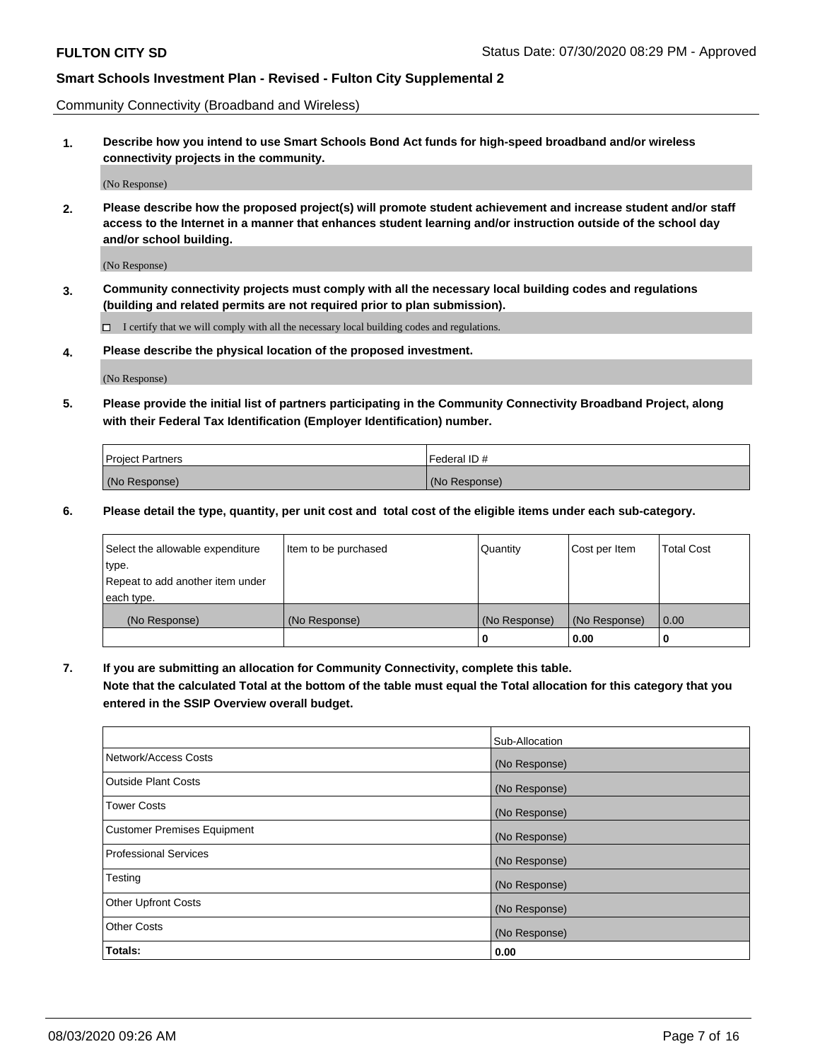Community Connectivity (Broadband and Wireless)

**1. Describe how you intend to use Smart Schools Bond Act funds for high-speed broadband and/or wireless connectivity projects in the community.**

(No Response)

**2. Please describe how the proposed project(s) will promote student achievement and increase student and/or staff access to the Internet in a manner that enhances student learning and/or instruction outside of the school day and/or school building.**

(No Response)

**3. Community connectivity projects must comply with all the necessary local building codes and regulations (building and related permits are not required prior to plan submission).**

☐ I certify that we will comply with all the necessary local building codes and regulations.

**4. Please describe the physical location of the proposed investment.**

(No Response)

**5. Please provide the initial list of partners participating in the Community Connectivity Broadband Project, along with their Federal Tax Identification (Employer Identification) number.**

| Project Partners | Federal ID # |
|---|---|
| (No Response) | (No Response) |

**6. Please detail the type, quantity, per unit cost and total cost of the eligible items under each sub-category.**

| Select the allowable expenditure type. Repeat to add another item under each type. | Item to be purchased | Quantity | Cost per Item | Total Cost |
|---|---|---|---|---|
| (No Response) | (No Response) | (No Response) | (No Response) | 0.00 |
| | | 0 | 0.00 | 0 |

**7. If you are submitting an allocation for Community Connectivity, complete this table. Note that the calculated Total at the bottom of the table must equal the Total allocation for this category that you entered in the SSIP Overview overall budget.**

| | Sub-Allocation |
|---|---|
| Network/Access Costs | (No Response) |
| Outside Plant Costs | (No Response) |
| Tower Costs | (No Response) |
| Customer Premises Equipment | (No Response) |
| Professional Services | (No Response) |
| Testing | (No Response) |
| Other Upfront Costs | (No Response) |
| Other Costs | (No Response) |
| **Totals:** | **0.00** |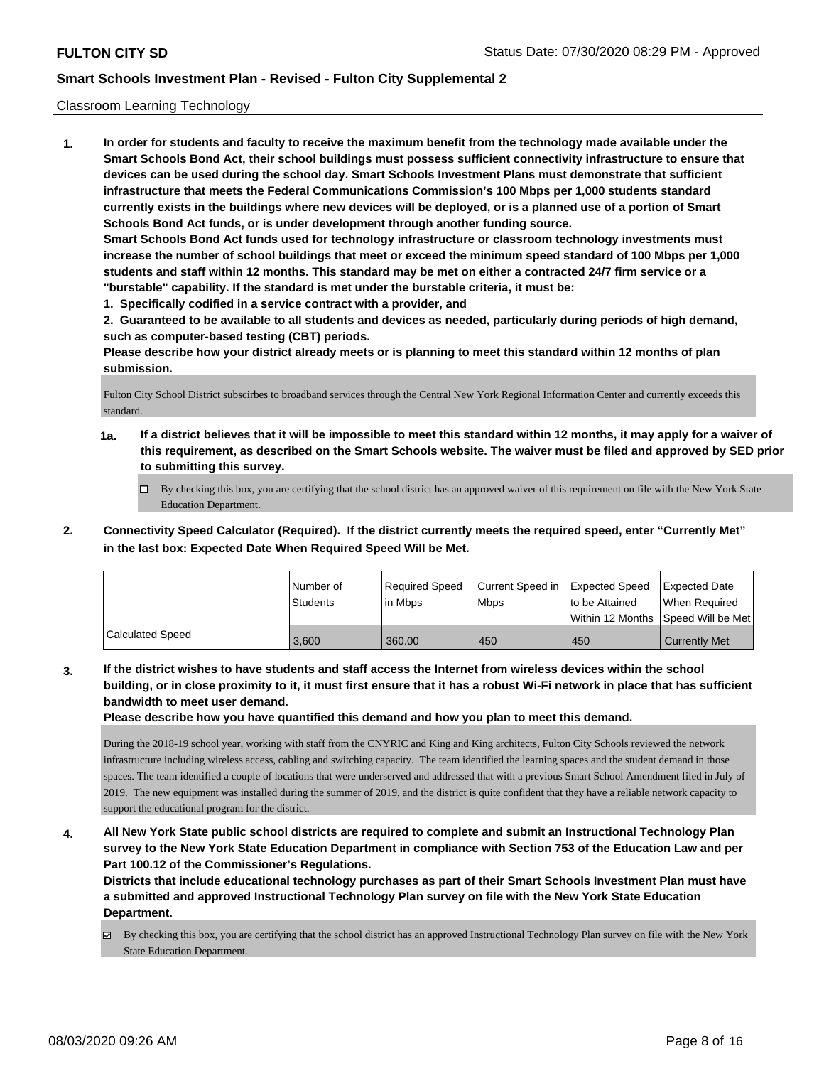Classroom Learning Technology

**1. In order for students and faculty to receive the maximum benefit from the technology made available under the Smart Schools Bond Act, their school buildings must possess sufficient connectivity infrastructure to ensure that devices can be used during the school day. Smart Schools Investment Plans must demonstrate that sufficient infrastructure that meets the Federal Communications Commission's 100 Mbps per 1,000 students standard currently exists in the buildings where new devices will be deployed, or is a planned use of a portion of Smart Schools Bond Act funds, or is under development through another funding source.**

**Smart Schools Bond Act funds used for technology infrastructure or classroom technology investments must increase the number of school buildings that meet or exceed the minimum speed standard of 100 Mbps per 1,000 students and staff within 12 months. This standard may be met on either a contracted 24/7 firm service or a "burstable" capability. If the standard is met under the burstable criteria, it must be:**

**1. Specifically codified in a service contract with a provider, and**

**2. Guaranteed to be available to all students and devices as needed, particularly during periods of high demand, such as computer-based testing (CBT) periods.**

**Please describe how your district already meets or is planning to meet this standard within 12 months of plan submission.**

Fulton City School District subscirbes to broadband services through the Central New York Regional Information Center and currently exceeds this standard.

**1a. If a district believes that it will be impossible to meet this standard within 12 months, it may apply for a waiver of this requirement, as described on the Smart Schools website. The waiver must be filed and approved by SED prior to submitting this survey.**

- [ ] By checking this box, you are certifying that the school district has an approved waiver of this requirement on file with the New York State Education Department.

**2. Connectivity Speed Calculator (Required). If the district currently meets the required speed, enter "Currently Met" in the last box: Expected Date When Required Speed Will be Met.**

| | Number of Students | Required Speed in Mbps | Current Speed in Mbps | Expected Speed to be Attained Within 12 Months | Expected Date When Required Speed Will be Met |
|---|---|---|---|---|---|
| Calculated Speed | 3,600 | 360.00 | 450 | 450 | Currently Met |

**3. If the district wishes to have students and staff access the Internet from wireless devices within the school building, or in close proximity to it, it must first ensure that it has a robust Wi-Fi network in place that has sufficient bandwidth to meet user demand.**

**Please describe how you have quantified this demand and how you plan to meet this demand.**

During the 2018-19 school year, working with staff from the CNYRIC and King and King architects, Fulton City Schools reviewed the network infrastructure including wireless access, cabling and switching capacity. The team identified the learning spaces and the student demand in those spaces. The team identified a couple of locations that were underserved and addressed that with a previous Smart School Amendment filed in July of 2019. The new equipment was installed during the summer of 2019, and the district is quite confident that they have a reliable network capacity to support the educational program for the district.

**4. All New York State public school districts are required to complete and submit an Instructional Technology Plan survey to the New York State Education Department in compliance with Section 753 of the Education Law and per Part 100.12 of the Commissioner's Regulations.**

**Districts that include educational technology purchases as part of their Smart Schools Investment Plan must have a submitted and approved Instructional Technology Plan survey on file with the New York State Education Department.**

- [x] By checking this box, you are certifying that the school district has an approved Instructional Technology Plan survey on file with the New York State Education Department.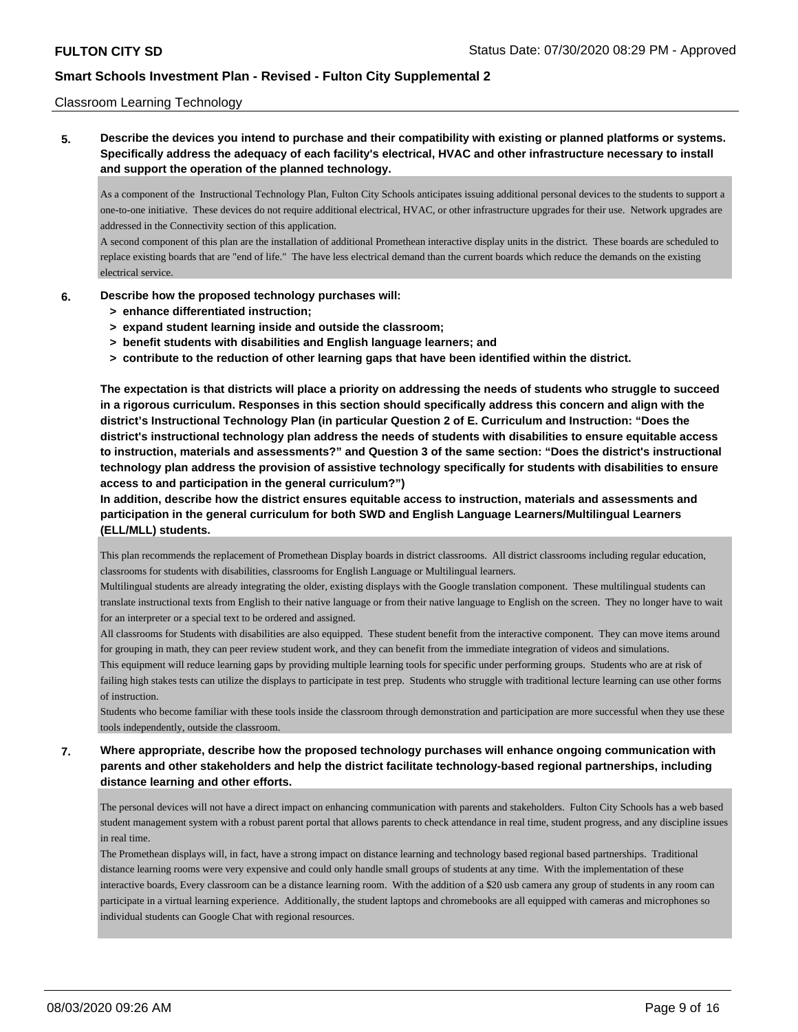Classroom Learning Technology

**5. Describe the devices you intend to purchase and their compatibility with existing or planned platforms or systems. Specifically address the adequacy of each facility's electrical, HVAC and other infrastructure necessary to install and support the operation of the planned technology.**

As a component of the Instructional Technology Plan, Fulton City Schools anticipates issuing additional personal devices to the students to support a one-to-one initiative. These devices do not require additional electrical, HVAC, or other infrastructure upgrades for their use. Network upgrades are addressed in the Connectivity section of this application.
A second component of this plan are the installation of additional Promethean interactive display units in the district. These boards are scheduled to replace existing boards that are "end of life." The have less electrical demand than the current boards which reduce the demands on the existing electrical service.

**6. Describe how the proposed technology purchases will:**
- **> enhance differentiated instruction;**
- **> expand student learning inside and outside the classroom;**
- **> benefit students with disabilities and English language learners; and**
- **> contribute to the reduction of other learning gaps that have been identified within the district.**

**The expectation is that districts will place a priority on addressing the needs of students who struggle to succeed in a rigorous curriculum. Responses in this section should specifically address this concern and align with the district's Instructional Technology Plan (in particular Question 2 of E. Curriculum and Instruction: "Does the district's instructional technology plan address the needs of students with disabilities to ensure equitable access to instruction, materials and assessments?" and Question 3 of the same section: "Does the district's instructional technology plan address the provision of assistive technology specifically for students with disabilities to ensure access to and participation in the general curriculum?")**
**In addition, describe how the district ensures equitable access to instruction, materials and assessments and participation in the general curriculum for both SWD and English Language Learners/Multilingual Learners (ELL/MLL) students.**

This plan recommends the replacement of Promethean Display boards in district classrooms. All district classrooms including regular education, classrooms for students with disabilities, classrooms for English Language or Multilingual learners.
Multilingual students are already integrating the older, existing displays with the Google translation component. These multilingual students can translate instructional texts from English to their native language or from their native language to English on the screen. They no longer have to wait for an interpreter or a special text to be ordered and assigned.
All classrooms for Students with disabilities are also equipped. These student benefit from the interactive component. They can move items around for grouping in math, they can peer review student work, and they can benefit from the immediate integration of videos and simulations.
This equipment will reduce learning gaps by providing multiple learning tools for specific under performing groups. Students who are at risk of failing high stakes tests can utilize the displays to participate in test prep. Students who struggle with traditional lecture learning can use other forms of instruction.
Students who become familiar with these tools inside the classroom through demonstration and participation are more successful when they use these tools independently, outside the classroom.

**7. Where appropriate, describe how the proposed technology purchases will enhance ongoing communication with parents and other stakeholders and help the district facilitate technology-based regional partnerships, including distance learning and other efforts.**

The personal devices will not have a direct impact on enhancing communication with parents and stakeholders. Fulton City Schools has a web based student management system with a robust parent portal that allows parents to check attendance in real time, student progress, and any discipline issues in real time.
The Promethean displays will, in fact, have a strong impact on distance learning and technology based regional based partnerships. Traditional distance learning rooms were very expensive and could only handle small groups of students at any time. With the implementation of these interactive boards, Every classroom can be a distance learning room. With the addition of a $20 usb camera any group of students in any room can participate in a virtual learning experience. Additionally, the student laptops and chromebooks are all equipped with cameras and microphones so individual students can Google Chat with regional resources.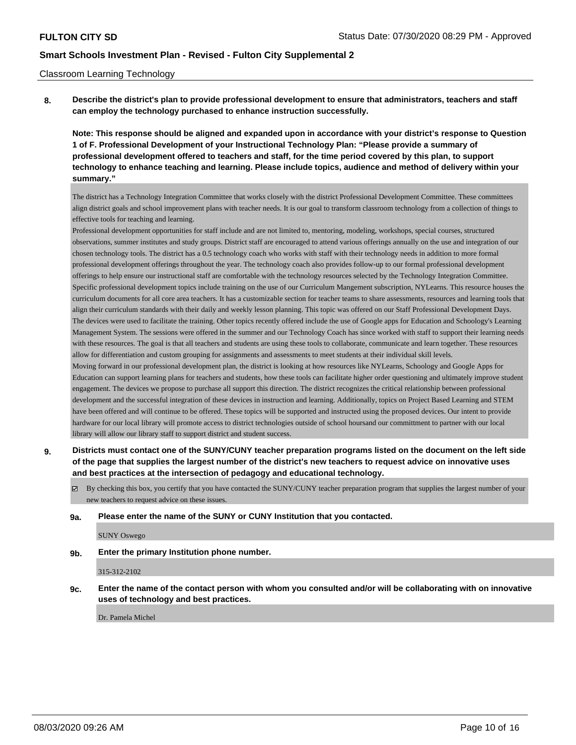Classroom Learning Technology

**8. Describe the district's plan to provide professional development to ensure that administrators, teachers and staff can employ the technology purchased to enhance instruction successfully.**

**Note: This response should be aligned and expanded upon in accordance with your district's response to Question 1 of F. Professional Development of your Instructional Technology Plan: "Please provide a summary of professional development offered to teachers and staff, for the time period covered by this plan, to support technology to enhance teaching and learning. Please include topics, audience and method of delivery within your summary."**

The district has a Technology Integration Committee that works closely with the district Professional Development Committee. These committees align district goals and school improvement plans with teacher needs. It is our goal to transform classroom technology from a collection of things to effective tools for teaching and learning.

Professional development opportunities for staff include and are not limited to, mentoring, modeling, workshops, special courses, structured observations, summer institutes and study groups. District staff are encouraged to attend various offerings annually on the use and integration of our chosen technology tools. The district has a 0.5 technology coach who works with staff with their technology needs in addition to more formal professional development offerings throughout the year. The technology coach also provides follow-up to our formal professional development offerings to help ensure our instructional staff are comfortable with the technology resources selected by the Technology Integration Committee. Specific professional development topics include training on the use of our Curriculum Mangement subscription, NYLearns. This resource houses the curriculum documents for all core area teachers. It has a customizable section for teacher teams to share assessments, resources and learning tools that align their curriculum standards with their daily and weekly lesson planning. This topic was offered on our Staff Professional Development Days. The devices were used to facilitate the training. Other topics recently offered include the use of Google apps for Education and Schoology's Learning Management System. The sessions were offered in the summer and our Technology Coach has since worked with staff to support their learning needs with these resources. The goal is that all teachers and students are using these tools to collaborate, communicate and learn together. These resources allow for differentiation and custom grouping for assignments and assessments to meet students at their individual skill levels.

Moving forward in our professional development plan, the district is looking at how resources like NYLearns, Schoology and Google Apps for Education can support learning plans for teachers and students, how these tools can facilitate higher order questioning and ultimately improve student engagement. The devices we propose to purchase all support this direction. The district recognizes the critical relationship between professional development and the successful integration of these devices in instruction and learning. Additionally, topics on Project Based Learning and STEM have been offered and will continue to be offered. These topics will be supported and instructed using the proposed devices. Our intent to provide hardware for our local library will promote access to district technologies outside of school hoursand our committment to partner with our local library will allow our library staff to support district and student success.

**9. Districts must contact one of the SUNY/CUNY teacher preparation programs listed on the document on the left side of the page that supplies the largest number of the district's new teachers to request advice on innovative uses and best practices at the intersection of pedagogy and educational technology.**

☑ By checking this box, you certify that you have contacted the SUNY/CUNY teacher preparation program that supplies the largest number of your new teachers to request advice on these issues.

**9a. Please enter the name of the SUNY or CUNY Institution that you contacted.**

SUNY Oswego

**9b. Enter the primary Institution phone number.**

315-312-2102

**9c. Enter the name of the contact person with whom you consulted and/or will be collaborating with on innovative uses of technology and best practices.**

Dr. Pamela Michel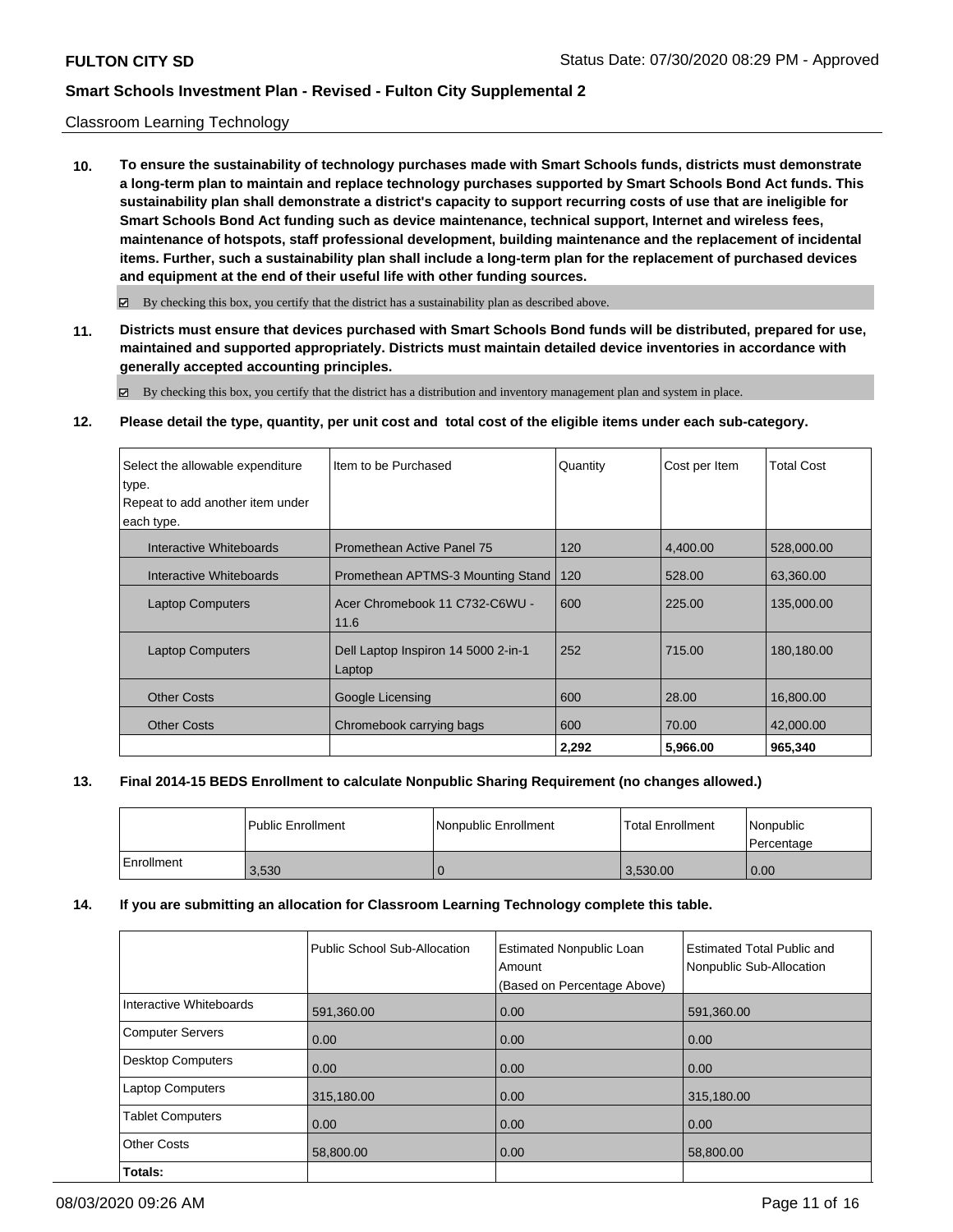Classroom Learning Technology

**10. To ensure the sustainability of technology purchases made with Smart Schools funds, districts must demonstrate a long-term plan to maintain and replace technology purchases supported by Smart Schools Bond Act funds. This sustainability plan shall demonstrate a district's capacity to support recurring costs of use that are ineligible for Smart Schools Bond Act funding such as device maintenance, technical support, Internet and wireless fees, maintenance of hotspots, staff professional development, building maintenance and the replacement of incidental items. Further, such a sustainability plan shall include a long-term plan for the replacement of purchased devices and equipment at the end of their useful life with other funding sources.**

☑ By checking this box, you certify that the district has a sustainability plan as described above.

**11. Districts must ensure that devices purchased with Smart Schools Bond funds will be distributed, prepared for use, maintained and supported appropriately. Districts must maintain detailed device inventories in accordance with generally accepted accounting principles.**

☑ By checking this box, you certify that the district has a distribution and inventory management plan and system in place.

**12. Please detail the type, quantity, per unit cost and total cost of the eligible items under each sub-category.**

| Select the allowable expenditure type. Repeat to add another item under each type. | Item to be Purchased | Quantity | Cost per Item | Total Cost |
|---|---|---|---|---|
| Interactive Whiteboards | Promethean Active Panel 75 | 120 | 4,400.00 | 528,000.00 |
| Interactive Whiteboards | Promethean APTMS-3 Mounting Stand | 120 | 528.00 | 63,360.00 |
| Laptop Computers | Acer Chromebook 11 C732-C6WU - 11.6 | 600 | 225.00 | 135,000.00 |
| Laptop Computers | Dell Laptop Inspiron 14 5000 2-in-1 Laptop | 252 | 715.00 | 180,180.00 |
| Other Costs | Google Licensing | 600 | 28.00 | 16,800.00 |
| Other Costs | Chromebook carrying bags | 600 | 70.00 | 42,000.00 |
| | | **2,292** | **5,966.00** | **965,340** |

**13. Final 2014-15 BEDS Enrollment to calculate Nonpublic Sharing Requirement (no changes allowed.)**

| | Public Enrollment | Nonpublic Enrollment | Total Enrollment | Nonpublic Percentage |
|---|---|---|---|---|
| Enrollment | 3,530 | 0 | 3,530.00 | 0.00 |

**14. If you are submitting an allocation for Classroom Learning Technology complete this table.**

| | Public School Sub-Allocation | Estimated Nonpublic Loan Amount (Based on Percentage Above) | Estimated Total Public and Nonpublic Sub-Allocation |
|---|---|---|---|
| Interactive Whiteboards | 591,360.00 | 0.00 | 591,360.00 |
| Computer Servers | 0.00 | 0.00 | 0.00 |
| Desktop Computers | 0.00 | 0.00 | 0.00 |
| Laptop Computers | 315,180.00 | 0.00 | 315,180.00 |
| Tablet Computers | 0.00 | 0.00 | 0.00 |
| Other Costs | 58,800.00 | 0.00 | 58,800.00 |
| **Totals:** | | | |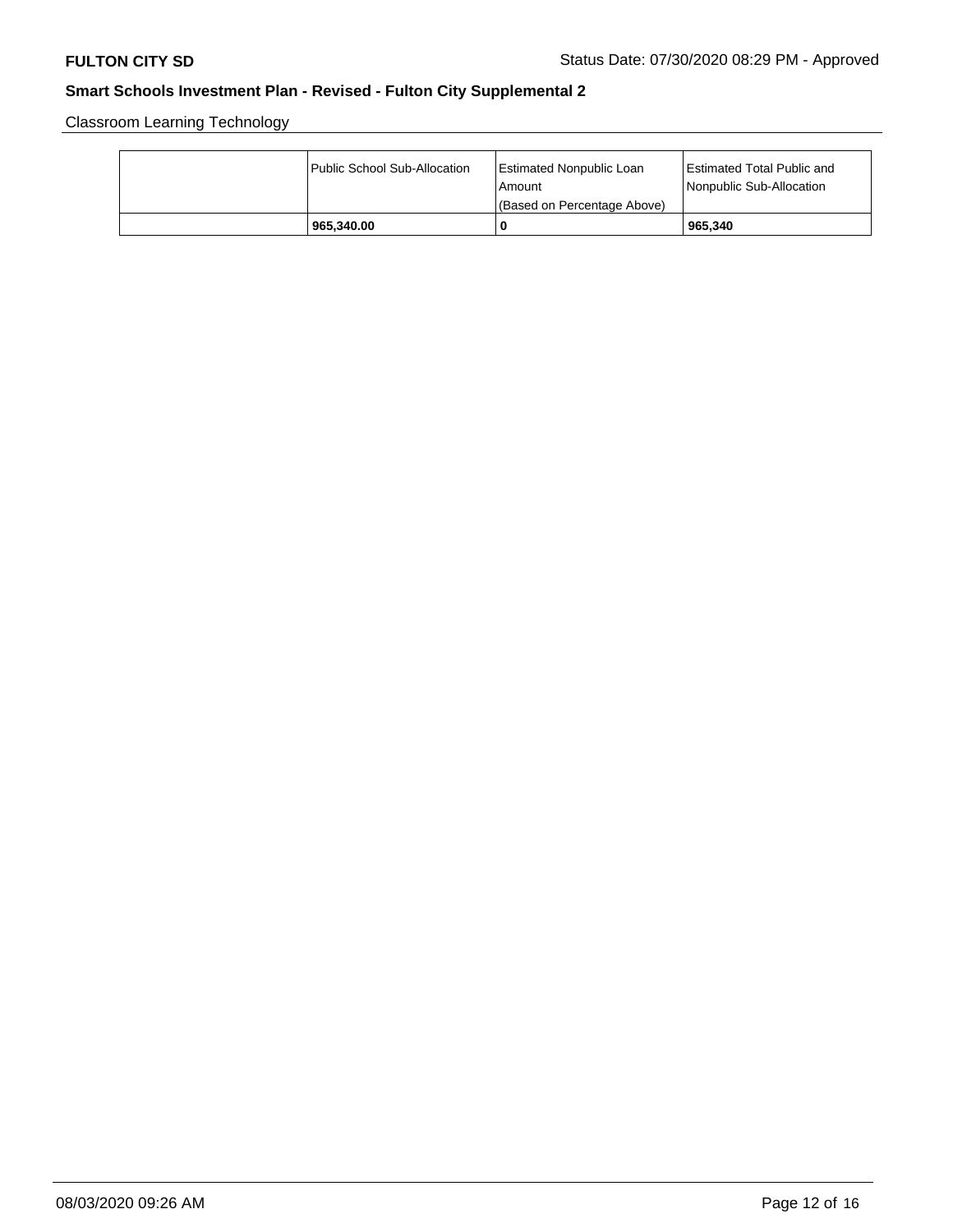## Smart Schools Investment Plan - Revised - Fulton City Supplemental 2

Classroom Learning Technology

| | Public School Sub-Allocation | Estimated Nonpublic Loan Amount (Based on Percentage Above) | Estimated Total Public and Nonpublic Sub-Allocation |
|---|---|---|---|
| | **965,340.00** | **0** | **965,340** |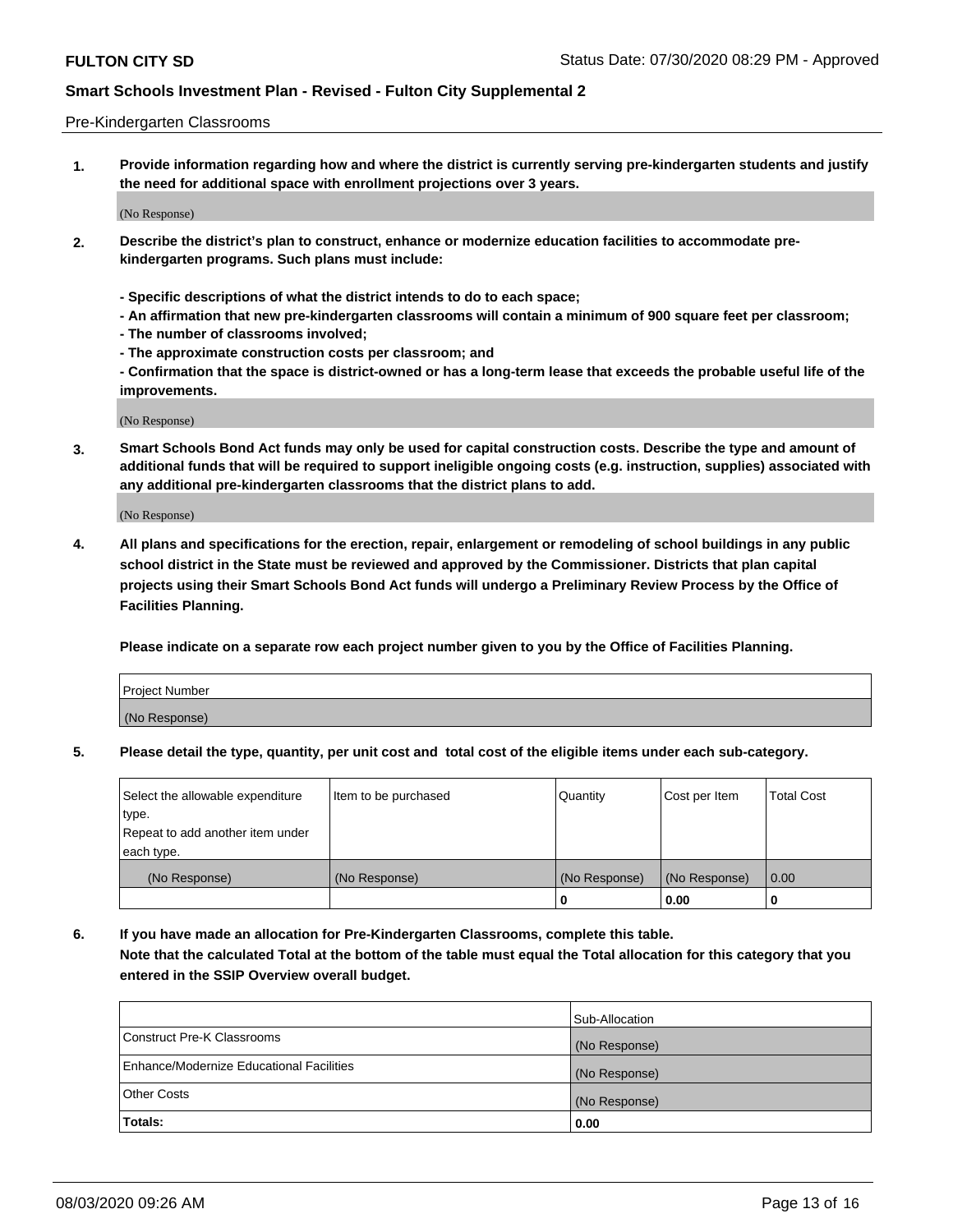Pre-Kindergarten Classrooms

**1. Provide information regarding how and where the district is currently serving pre-kindergarten students and justify the need for additional space with enrollment projections over 3 years.**

(No Response)

**2. Describe the district's plan to construct, enhance or modernize education facilities to accommodate pre-kindergarten programs. Such plans must include:**

**- Specific descriptions of what the district intends to do to each space;**
**- An affirmation that new pre-kindergarten classrooms will contain a minimum of 900 square feet per classroom;**
**- The number of classrooms involved;**
**- The approximate construction costs per classroom; and**
**- Confirmation that the space is district-owned or has a long-term lease that exceeds the probable useful life of the improvements.**

(No Response)

**3. Smart Schools Bond Act funds may only be used for capital construction costs. Describe the type and amount of additional funds that will be required to support ineligible ongoing costs (e.g. instruction, supplies) associated with any additional pre-kindergarten classrooms that the district plans to add.**

(No Response)

**4. All plans and specifications for the erection, repair, enlargement or remodeling of school buildings in any public school district in the State must be reviewed and approved by the Commissioner. Districts that plan capital projects using their Smart Schools Bond Act funds will undergo a Preliminary Review Process by the Office of Facilities Planning.**

**Please indicate on a separate row each project number given to you by the Office of Facilities Planning.**

| Project Number |
| --- |
| (No Response) |

**5. Please detail the type, quantity, per unit cost and total cost of the eligible items under each sub-category.**

| Select the allowable expenditure type. Repeat to add another item under each type. | Item to be purchased | Quantity | Cost per Item | Total Cost |
| --- | --- | --- | --- | --- |
| (No Response) | (No Response) | (No Response) | (No Response) | 0.00 |
| | | 0 | 0.00 | 0 |

**6. If you have made an allocation for Pre-Kindergarten Classrooms, complete this table.**
**Note that the calculated Total at the bottom of the table must equal the Total allocation for this category that you entered in the SSIP Overview overall budget.**

| | Sub-Allocation |
| --- | --- |
| Construct Pre-K Classrooms | (No Response) |
| Enhance/Modernize Educational Facilities | (No Response) |
| Other Costs | (No Response) |
| **Totals:** | **0.00** |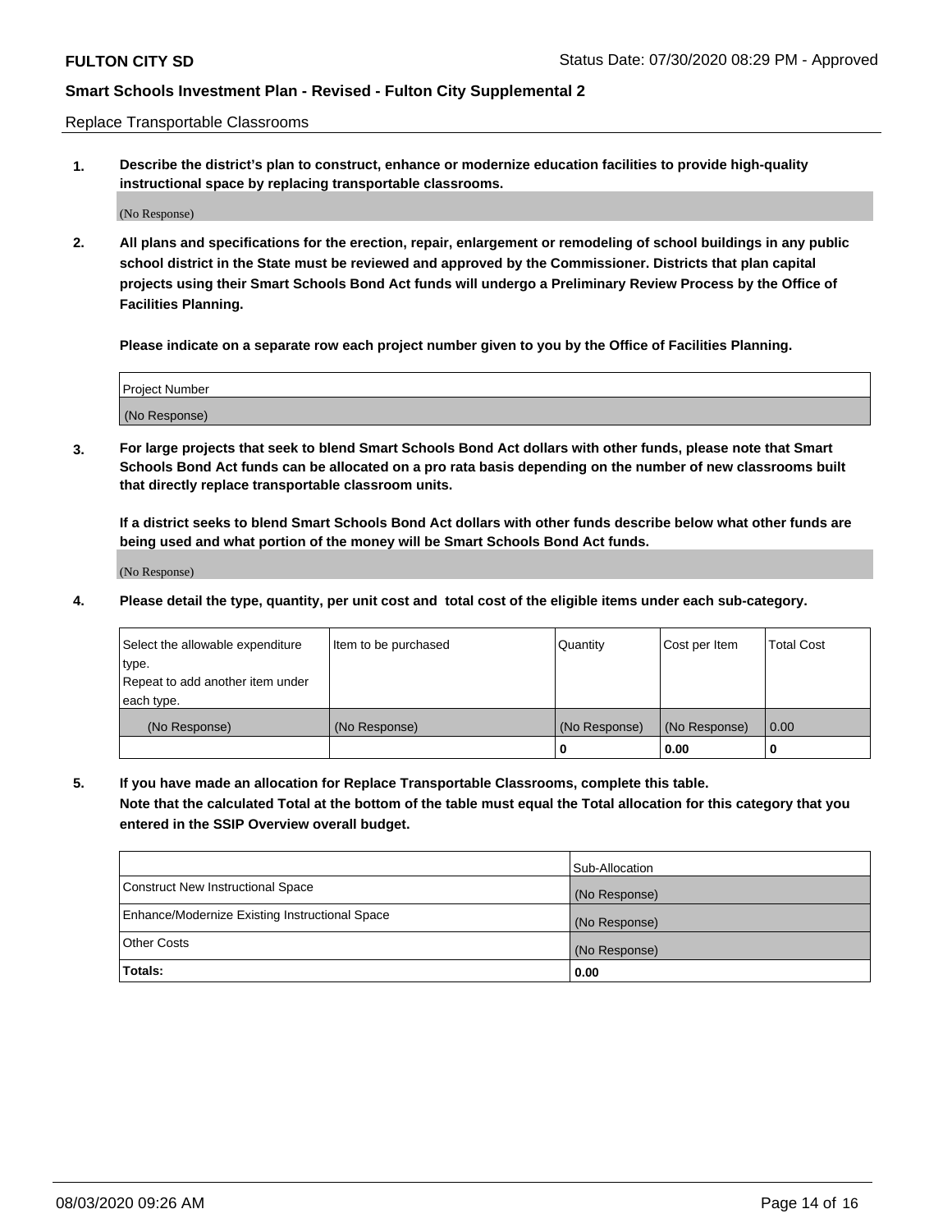Replace Transportable Classrooms

**1. Describe the district's plan to construct, enhance or modernize education facilities to provide high-quality instructional space by replacing transportable classrooms.**

(No Response)

**2. All plans and specifications for the erection, repair, enlargement or remodeling of school buildings in any public school district in the State must be reviewed and approved by the Commissioner. Districts that plan capital projects using their Smart Schools Bond Act funds will undergo a Preliminary Review Process by the Office of Facilities Planning.**

**Please indicate on a separate row each project number given to you by the Office of Facilities Planning.**

| Project Number |
| --- |
| (No Response) |

**3. For large projects that seek to blend Smart Schools Bond Act dollars with other funds, please note that Smart Schools Bond Act funds can be allocated on a pro rata basis depending on the number of new classrooms built that directly replace transportable classroom units.**

**If a district seeks to blend Smart Schools Bond Act dollars with other funds describe below what other funds are being used and what portion of the money will be Smart Schools Bond Act funds.**

(No Response)

**4. Please detail the type, quantity, per unit cost and total cost of the eligible items under each sub-category.**

| Select the allowable expenditure type. Repeat to add another item under each type. | Item to be purchased | Quantity | Cost per Item | Total Cost |
| --- | --- | --- | --- | --- |
| (No Response) | (No Response) | (No Response) | (No Response) | 0.00 |
| | | 0 | 0.00 | 0 |

**5. If you have made an allocation for Replace Transportable Classrooms, complete this table. Note that the calculated Total at the bottom of the table must equal the Total allocation for this category that you entered in the SSIP Overview overall budget.**

| | Sub-Allocation |
| --- | --- |
| Construct New Instructional Space | (No Response) |
| Enhance/Modernize Existing Instructional Space | (No Response) |
| Other Costs | (No Response) |
| **Totals:** | **0.00** |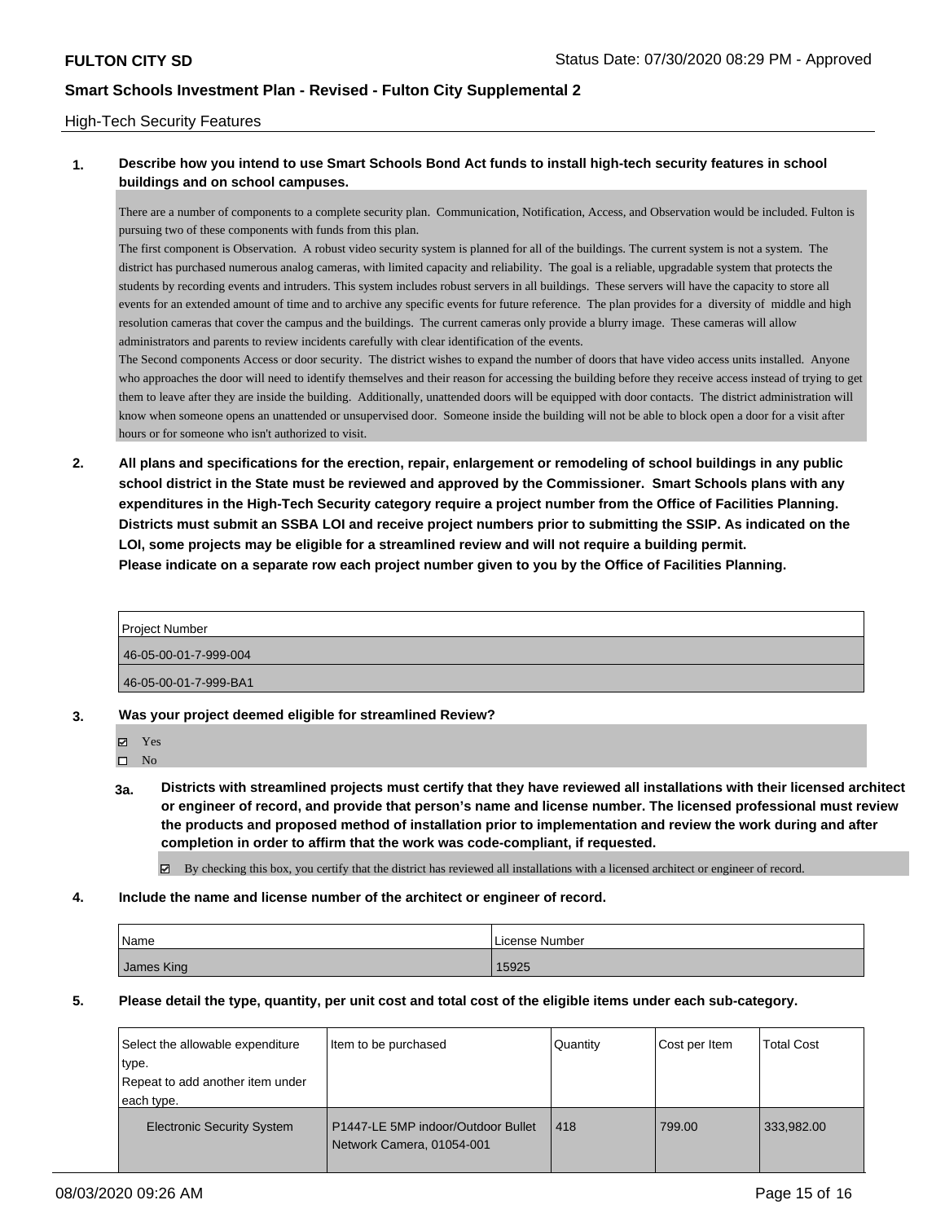High-Tech Security Features

**1. Describe how you intend to use Smart Schools Bond Act funds to install high-tech security features in school buildings and on school campuses.**

There are a number of components to a complete security plan. Communication, Notification, Access, and Observation would be included. Fulton is pursuing two of these components with funds from this plan.
The first component is Observation. A robust video security system is planned for all of the buildings. The current system is not a system. The district has purchased numerous analog cameras, with limited capacity and reliability. The goal is a reliable, upgradable system that protects the students by recording events and intruders. This system includes robust servers in all buildings. These servers will have the capacity to store all events for an extended amount of time and to archive any specific events for future reference. The plan provides for a diversity of middle and high resolution cameras that cover the campus and the buildings. The current cameras only provide a blurry image. These cameras will allow administrators and parents to review incidents carefully with clear identification of the events.
The Second components Access or door security. The district wishes to expand the number of doors that have video access units installed. Anyone who approaches the door will need to identify themselves and their reason for accessing the building before they receive access instead of trying to get them to leave after they are inside the building. Additionally, unattended doors will be equipped with door contacts. The district administration will know when someone opens an unattended or unsupervised door. Someone inside the building will not be able to block open a door for a visit after hours or for someone who isn't authorized to visit.

**2. All plans and specifications for the erection, repair, enlargement or remodeling of school buildings in any public school district in the State must be reviewed and approved by the Commissioner. Smart Schools plans with any expenditures in the High-Tech Security category require a project number from the Office of Facilities Planning. Districts must submit an SSBA LOI and receive project numbers prior to submitting the SSIP. As indicated on the LOI, some projects may be eligible for a streamlined review and will not require a building permit.**
**Please indicate on a separate row each project number given to you by the Office of Facilities Planning.**

| Project Number |
|---|
| 46-05-00-01-7-999-004 |
| 46-05-00-01-7-999-BA1 |

**3. Was your project deemed eligible for streamlined Review?**

- ☑ Yes
- ☐ No

**3a. Districts with streamlined projects must certify that they have reviewed all installations with their licensed architect or engineer of record, and provide that person's name and license number. The licensed professional must review the products and proposed method of installation prior to implementation and review the work during and after completion in order to affirm that the work was code-compliant, if requested.**

☑ By checking this box, you certify that the district has reviewed all installations with a licensed architect or engineer of record.

**4. Include the name and license number of the architect or engineer of record.**

| Name | License Number |
|---|---|
| James King | 15925 |

**5. Please detail the type, quantity, per unit cost and total cost of the eligible items under each sub-category.**

| Select the allowable expenditure type. Repeat to add another item under each type. | Item to be purchased | Quantity | Cost per Item | Total Cost |
|---|---|---|---|---|
| Electronic Security System | P1447-LE 5MP indoor/Outdoor Bullet Network Camera, 01054-001 | 418 | 799.00 | 333,982.00 |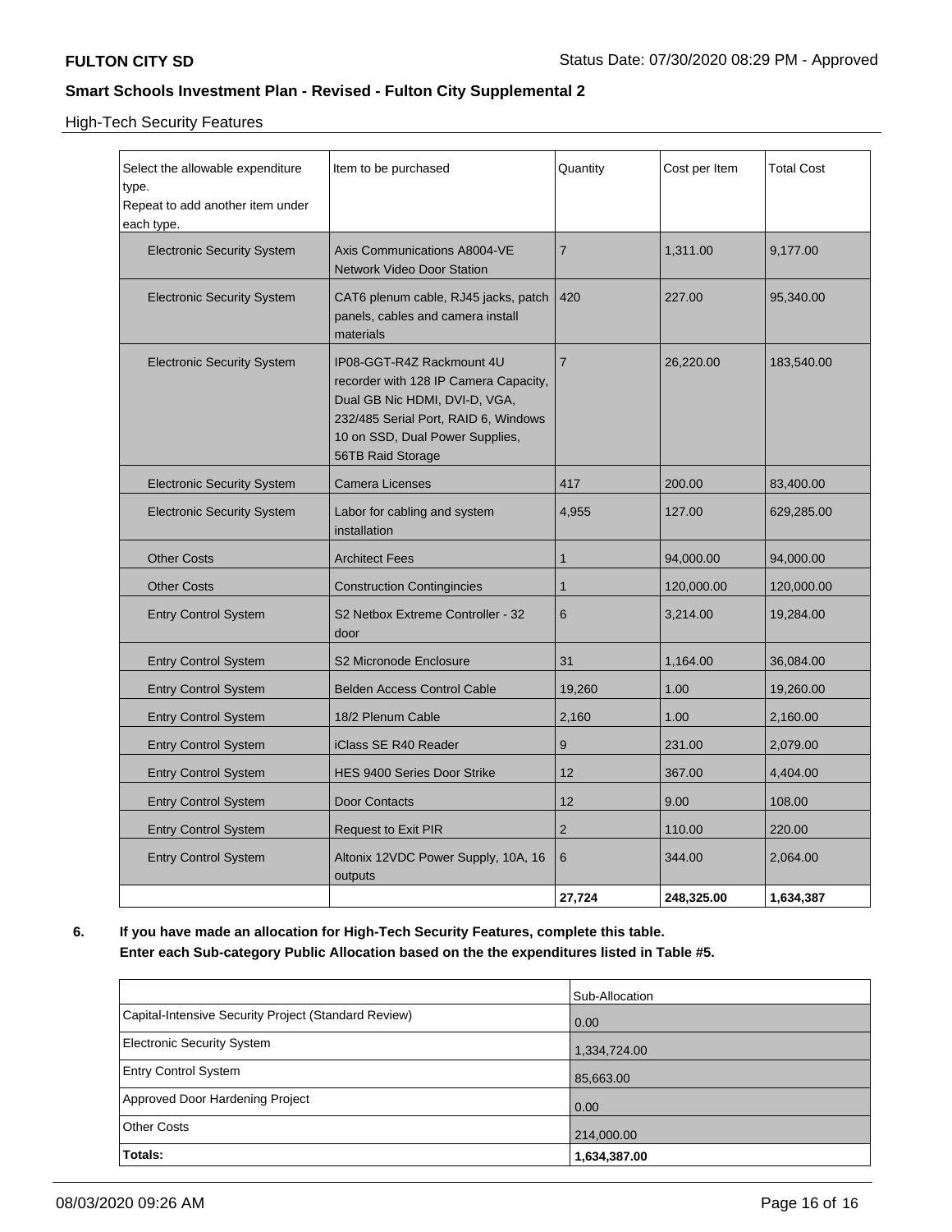High-Tech Security Features

| Select the allowable expenditure type.<br>Repeat to add another item under each type. | Item to be purchased | Quantity | Cost per Item | Total Cost |
|---|---|---|---|---|
| Electronic Security System | Axis Communications A8004-VE Network Video Door Station | 7 | 1,311.00 | 9,177.00 |
| Electronic Security System | CAT6 plenum cable, RJ45 jacks, patch panels, cables and camera install materials | 420 | 227.00 | 95,340.00 |
| Electronic Security System | IP08-GGT-R4Z Rackmount 4U recorder with 128 IP Camera Capacity, Dual GB Nic HDMI, DVI-D, VGA, 232/485 Serial Port, RAID 6, Windows 10 on SSD, Dual Power Supplies, 56TB Raid Storage | 7 | 26,220.00 | 183,540.00 |
| Electronic Security System | Camera Licenses | 417 | 200.00 | 83,400.00 |
| Electronic Security System | Labor for cabling and system installation | 4,955 | 127.00 | 629,285.00 |
| Other Costs | Architect Fees | 1 | 94,000.00 | 94,000.00 |
| Other Costs | Construction Contingincies | 1 | 120,000.00 | 120,000.00 |
| Entry Control System | S2 Netbox Extreme Controller - 32 door | 6 | 3,214.00 | 19,284.00 |
| Entry Control System | S2 Micronode Enclosure | 31 | 1,164.00 | 36,084.00 |
| Entry Control System | Belden Access Control Cable | 19,260 | 1.00 | 19,260.00 |
| Entry Control System | 18/2 Plenum Cable | 2,160 | 1.00 | 2,160.00 |
| Entry Control System | iClass SE R40 Reader | 9 | 231.00 | 2,079.00 |
| Entry Control System | HES 9400 Series Door Strike | 12 | 367.00 | 4,404.00 |
| Entry Control System | Door Contacts | 12 | 9.00 | 108.00 |
| Entry Control System | Request to Exit PIR | 2 | 110.00 | 220.00 |
| Entry Control System | Altonix 12VDC Power Supply, 10A, 16 outputs | 6 | 344.00 | 2,064.00 |
| | | **27,724** | **248,325.00** | **1,634,387** |

**6. If you have made an allocation for High-Tech Security Features, complete this table.**
**Enter each Sub-category Public Allocation based on the the expenditures listed in Table #5.**

| | Sub-Allocation |
|---|---|
| Capital-Intensive Security Project (Standard Review) | 0.00 |
| Electronic Security System | 1,334,724.00 |
| Entry Control System | 85,663.00 |
| Approved Door Hardening Project | 0.00 |
| Other Costs | 214,000.00 |
| **Totals:** | **1,634,387.00** |